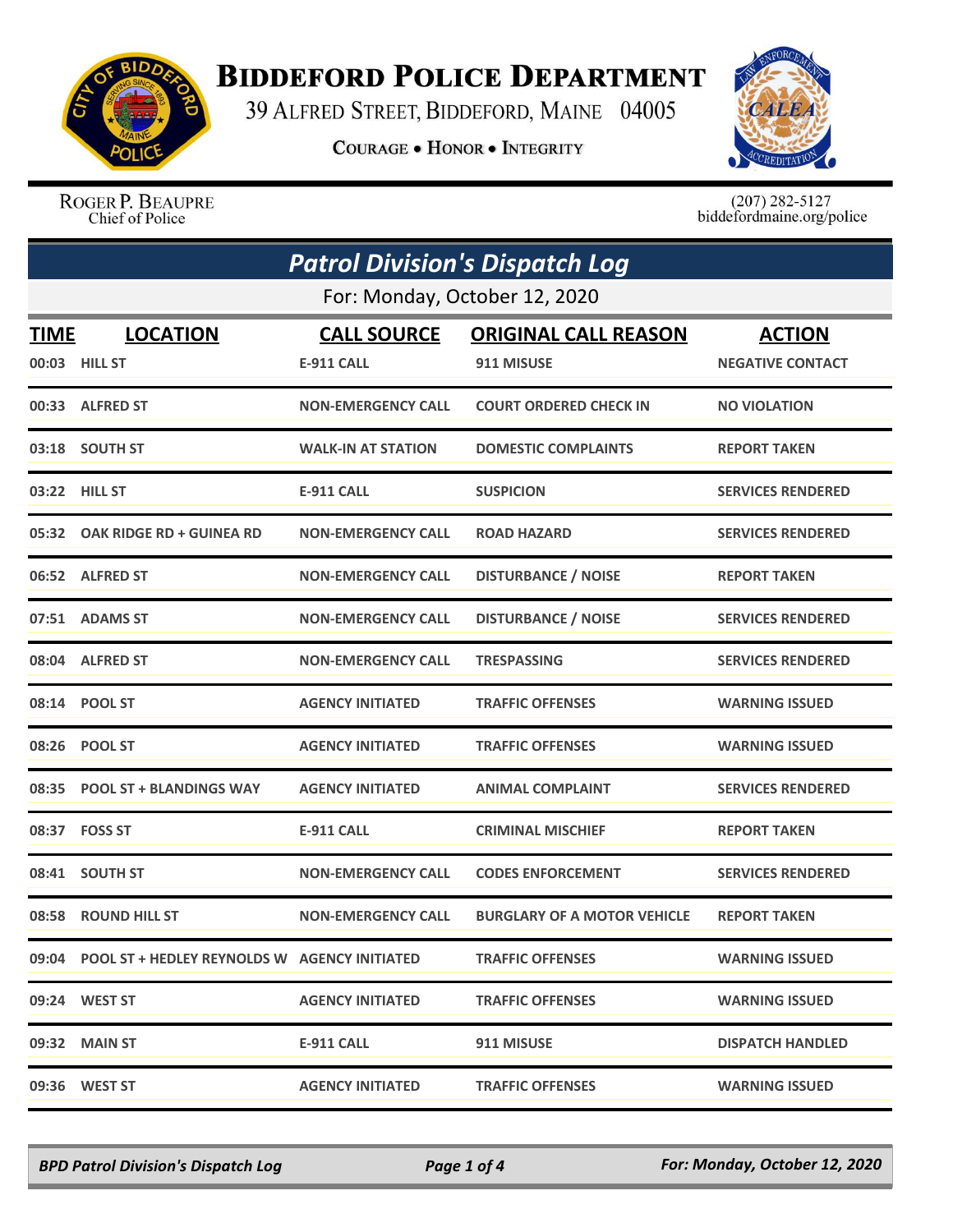# Biddeford Police Department

39 Alfred Street, Biddeford, Maine 04005

**Courage • Honor • Integrity**

Roger P. Beaupre
Chief of Police

(207) 282-5127
biddefordmaine.org/police

## *Patrol Division's Dispatch Log*

For: Monday, October 12, 2020

| TIME | LOCATION | CALL SOURCE | ORIGINAL CALL REASON | ACTION |
|---|---|---|---|---|
| 00:03 | HILL ST | E-911 CALL | 911 MISUSE | NEGATIVE CONTACT |
| 00:33 | ALFRED ST | NON-EMERGENCY CALL | COURT ORDERED CHECK IN | NO VIOLATION |
| 03:18 | SOUTH ST | WALK-IN AT STATION | DOMESTIC COMPLAINTS | REPORT TAKEN |
| 03:22 | HILL ST | E-911 CALL | SUSPICION | SERVICES RENDERED |
| 05:32 | OAK RIDGE RD + GUINEA RD | NON-EMERGENCY CALL | ROAD HAZARD | SERVICES RENDERED |
| 06:52 | ALFRED ST | NON-EMERGENCY CALL | DISTURBANCE / NOISE | REPORT TAKEN |
| 07:51 | ADAMS ST | NON-EMERGENCY CALL | DISTURBANCE / NOISE | SERVICES RENDERED |
| 08:04 | ALFRED ST | NON-EMERGENCY CALL | TRESPASSING | SERVICES RENDERED |
| 08:14 | POOL ST | AGENCY INITIATED | TRAFFIC OFFENSES | WARNING ISSUED |
| 08:26 | POOL ST | AGENCY INITIATED | TRAFFIC OFFENSES | WARNING ISSUED |
| 08:35 | POOL ST + BLANDINGS WAY | AGENCY INITIATED | ANIMAL COMPLAINT | SERVICES RENDERED |
| 08:37 | FOSS ST | E-911 CALL | CRIMINAL MISCHIEF | REPORT TAKEN |
| 08:41 | SOUTH ST | NON-EMERGENCY CALL | CODES ENFORCEMENT | SERVICES RENDERED |
| 08:58 | ROUND HILL ST | NON-EMERGENCY CALL | BURGLARY OF A MOTOR VEHICLE | REPORT TAKEN |
| 09:04 | POOL ST + HEDLEY REYNOLDS W | AGENCY INITIATED | TRAFFIC OFFENSES | WARNING ISSUED |
| 09:24 | WEST ST | AGENCY INITIATED | TRAFFIC OFFENSES | WARNING ISSUED |
| 09:32 | MAIN ST | E-911 CALL | 911 MISUSE | DISPATCH HANDLED |
| 09:36 | WEST ST | AGENCY INITIATED | TRAFFIC OFFENSES | WARNING ISSUED |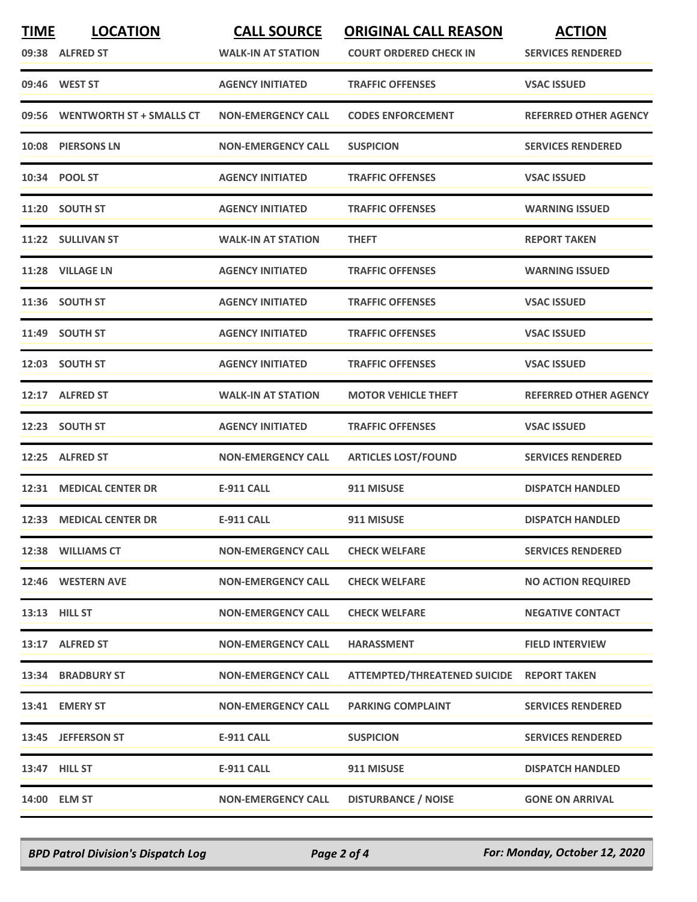| TIME | LOCATION | CALL SOURCE | ORIGINAL CALL REASON | ACTION |
|---|---|---|---|---|
| 09:38 | ALFRED ST | WALK-IN AT STATION | COURT ORDERED CHECK IN | SERVICES RENDERED |
| 09:46 | WEST ST | AGENCY INITIATED | TRAFFIC OFFENSES | VSAC ISSUED |
| 09:56 | WENTWORTH ST + SMALLS CT | NON-EMERGENCY CALL | CODES ENFORCEMENT | REFERRED OTHER AGENCY |
| 10:08 | PIERSONS LN | NON-EMERGENCY CALL | SUSPICION | SERVICES RENDERED |
| 10:34 | POOL ST | AGENCY INITIATED | TRAFFIC OFFENSES | VSAC ISSUED |
| 11:20 | SOUTH ST | AGENCY INITIATED | TRAFFIC OFFENSES | WARNING ISSUED |
| 11:22 | SULLIVAN ST | WALK-IN AT STATION | THEFT | REPORT TAKEN |
| 11:28 | VILLAGE LN | AGENCY INITIATED | TRAFFIC OFFENSES | WARNING ISSUED |
| 11:36 | SOUTH ST | AGENCY INITIATED | TRAFFIC OFFENSES | VSAC ISSUED |
| 11:49 | SOUTH ST | AGENCY INITIATED | TRAFFIC OFFENSES | VSAC ISSUED |
| 12:03 | SOUTH ST | AGENCY INITIATED | TRAFFIC OFFENSES | VSAC ISSUED |
| 12:17 | ALFRED ST | WALK-IN AT STATION | MOTOR VEHICLE THEFT | REFERRED OTHER AGENCY |
| 12:23 | SOUTH ST | AGENCY INITIATED | TRAFFIC OFFENSES | VSAC ISSUED |
| 12:25 | ALFRED ST | NON-EMERGENCY CALL | ARTICLES LOST/FOUND | SERVICES RENDERED |
| 12:31 | MEDICAL CENTER DR | E-911 CALL | 911 MISUSE | DISPATCH HANDLED |
| 12:33 | MEDICAL CENTER DR | E-911 CALL | 911 MISUSE | DISPATCH HANDLED |
| 12:38 | WILLIAMS CT | NON-EMERGENCY CALL | CHECK WELFARE | SERVICES RENDERED |
| 12:46 | WESTERN AVE | NON-EMERGENCY CALL | CHECK WELFARE | NO ACTION REQUIRED |
| 13:13 | HILL ST | NON-EMERGENCY CALL | CHECK WELFARE | NEGATIVE CONTACT |
| 13:17 | ALFRED ST | NON-EMERGENCY CALL | HARASSMENT | FIELD INTERVIEW |
| 13:34 | BRADBURY ST | NON-EMERGENCY CALL | ATTEMPTED/THREATENED SUICIDE | REPORT TAKEN |
| 13:41 | EMERY ST | NON-EMERGENCY CALL | PARKING COMPLAINT | SERVICES RENDERED |
| 13:45 | JEFFERSON ST | E-911 CALL | SUSPICION | SERVICES RENDERED |
| 13:47 | HILL ST | E-911 CALL | 911 MISUSE | DISPATCH HANDLED |
| 14:00 | ELM ST | NON-EMERGENCY CALL | DISTURBANCE / NOISE | GONE ON ARRIVAL |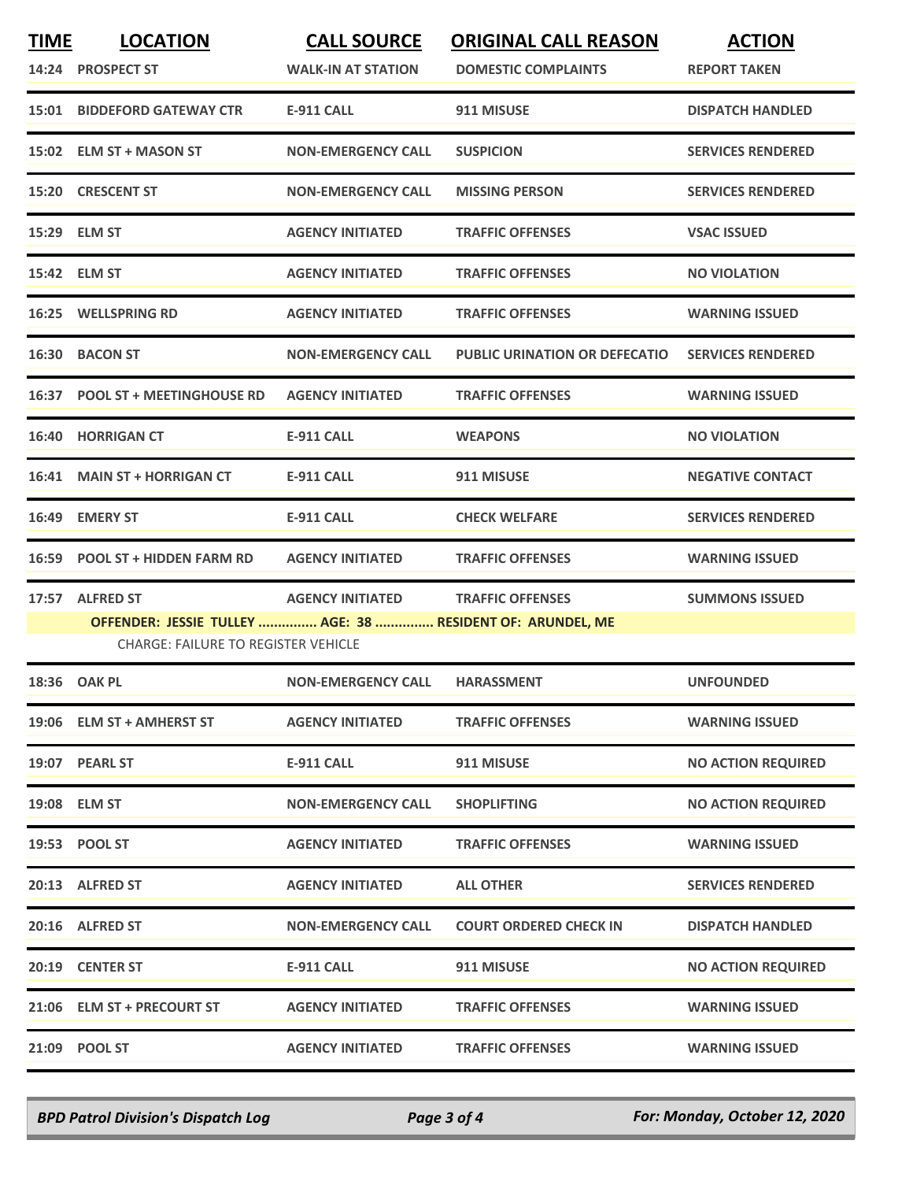| TIME | LOCATION | CALL SOURCE | ORIGINAL CALL REASON | ACTION |
|---|---|---|---|---|
| 14:24 | PROSPECT ST | WALK-IN AT STATION | DOMESTIC COMPLAINTS | REPORT TAKEN |
| 15:01 | BIDDEFORD GATEWAY CTR | E-911 CALL | 911 MISUSE | DISPATCH HANDLED |
| 15:02 | ELM ST + MASON ST | NON-EMERGENCY CALL | SUSPICION | SERVICES RENDERED |
| 15:20 | CRESCENT ST | NON-EMERGENCY CALL | MISSING PERSON | SERVICES RENDERED |
| 15:29 | ELM ST | AGENCY INITIATED | TRAFFIC OFFENSES | VSAC ISSUED |
| 15:42 | ELM ST | AGENCY INITIATED | TRAFFIC OFFENSES | NO VIOLATION |
| 16:25 | WELLSPRING RD | AGENCY INITIATED | TRAFFIC OFFENSES | WARNING ISSUED |
| 16:30 | BACON ST | NON-EMERGENCY CALL | PUBLIC URINATION OR DEFECATIO | SERVICES RENDERED |
| 16:37 | POOL ST + MEETINGHOUSE RD | AGENCY INITIATED | TRAFFIC OFFENSES | WARNING ISSUED |
| 16:40 | HORRIGAN CT | E-911 CALL | WEAPONS | NO VIOLATION |
| 16:41 | MAIN ST + HORRIGAN CT | E-911 CALL | 911 MISUSE | NEGATIVE CONTACT |
| 16:49 | EMERY ST | E-911 CALL | CHECK WELFARE | SERVICES RENDERED |
| 16:59 | POOL ST + HIDDEN FARM RD | AGENCY INITIATED | TRAFFIC OFFENSES | WARNING ISSUED |
| 17:57 | ALFRED ST | AGENCY INITIATED | TRAFFIC OFFENSES | SUMMONS ISSUED |
| | OFFENDER: JESSIE TULLEY ............... AGE: 38 ............... RESIDENT OF: ARUNDEL, ME | | | |
| | CHARGE: FAILURE TO REGISTER VEHICLE | | | |
| 18:36 | OAK PL | NON-EMERGENCY CALL | HARASSMENT | UNFOUNDED |
| 19:06 | ELM ST + AMHERST ST | AGENCY INITIATED | TRAFFIC OFFENSES | WARNING ISSUED |
| 19:07 | PEARL ST | E-911 CALL | 911 MISUSE | NO ACTION REQUIRED |
| 19:08 | ELM ST | NON-EMERGENCY CALL | SHOPLIFTING | NO ACTION REQUIRED |
| 19:53 | POOL ST | AGENCY INITIATED | TRAFFIC OFFENSES | WARNING ISSUED |
| 20:13 | ALFRED ST | AGENCY INITIATED | ALL OTHER | SERVICES RENDERED |
| 20:16 | ALFRED ST | NON-EMERGENCY CALL | COURT ORDERED CHECK IN | DISPATCH HANDLED |
| 20:19 | CENTER ST | E-911 CALL | 911 MISUSE | NO ACTION REQUIRED |
| 21:06 | ELM ST + PRECOURT ST | AGENCY INITIATED | TRAFFIC OFFENSES | WARNING ISSUED |
| 21:09 | POOL ST | AGENCY INITIATED | TRAFFIC OFFENSES | WARNING ISSUED |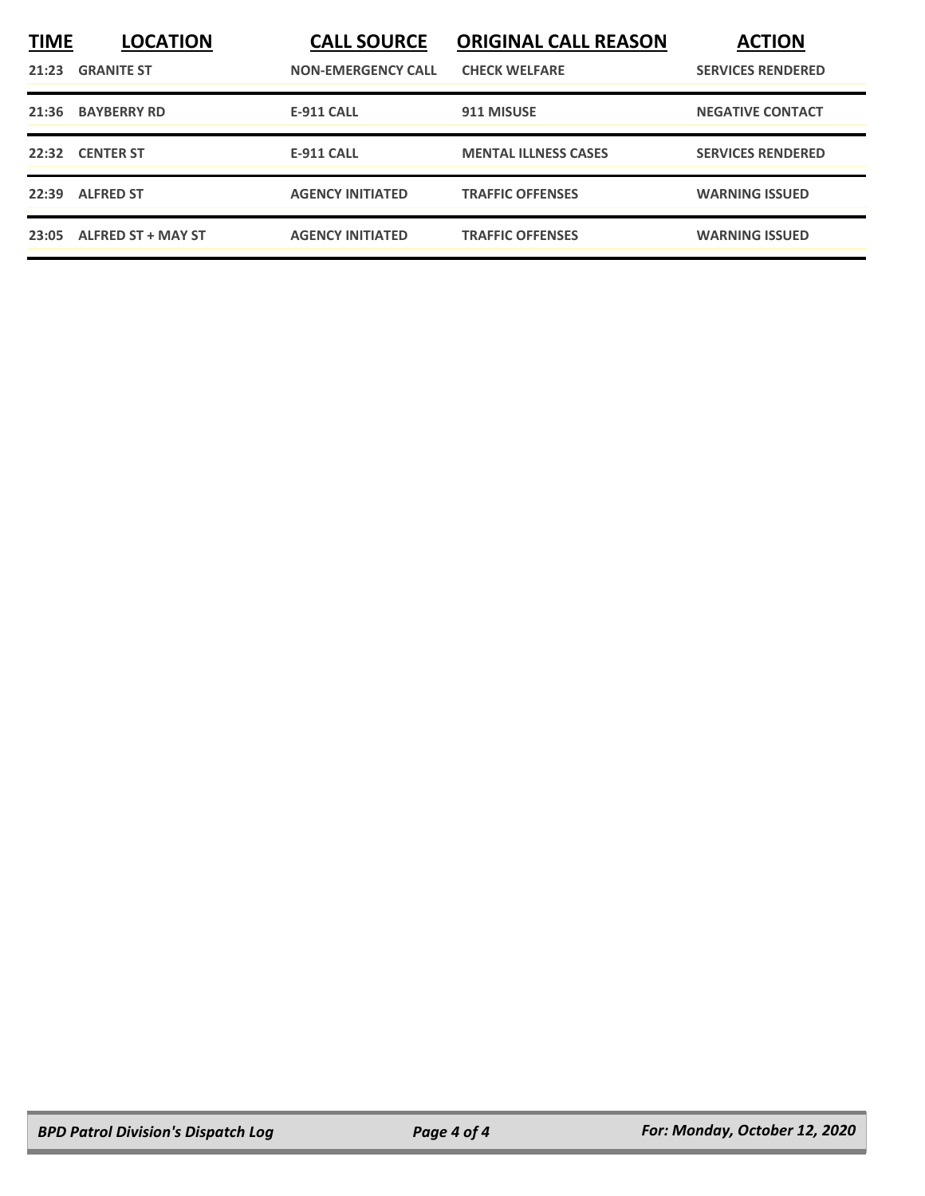| TIME | LOCATION | CALL SOURCE | ORIGINAL CALL REASON | ACTION |
|---|---|---|---|---|
| 21:23 | GRANITE ST | NON-EMERGENCY CALL | CHECK WELFARE | SERVICES RENDERED |
| 21:36 | BAYBERRY RD | E-911 CALL | 911 MISUSE | NEGATIVE CONTACT |
| 22:32 | CENTER ST | E-911 CALL | MENTAL ILLNESS CASES | SERVICES RENDERED |
| 22:39 | ALFRED ST | AGENCY INITIATED | TRAFFIC OFFENSES | WARNING ISSUED |
| 23:05 | ALFRED ST + MAY ST | AGENCY INITIATED | TRAFFIC OFFENSES | WARNING ISSUED |